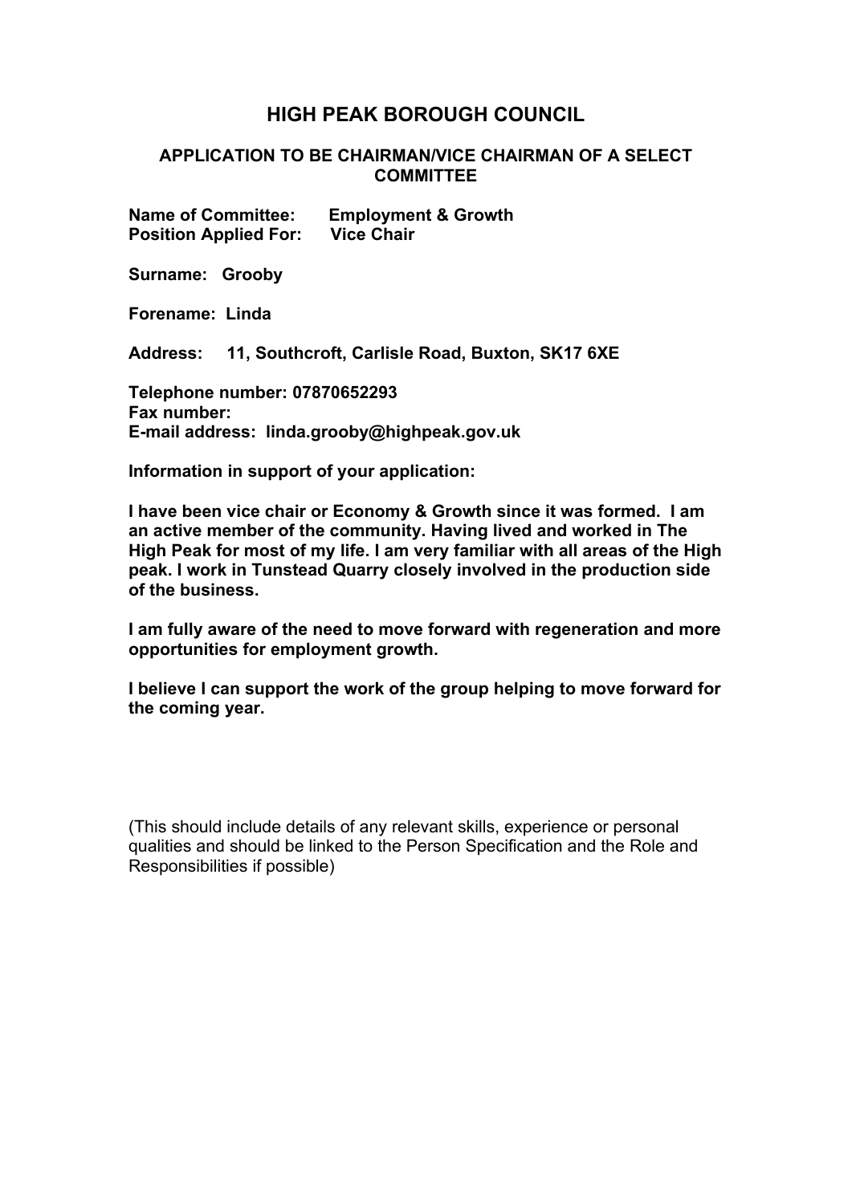# HIGH PEAK BOROUGH COUNCIL

## APPLICATION TO BE CHAIRMAN/VICE CHAIRMAN OF A SELECT COMMITTEE

**Name of Committee:** **Employment & Growth**
**Position Applied For:** **Vice Chair**

**Surname:** **Grooby**

**Forename:** **Linda**

**Address:** **11, Southcroft, Carlisle Road, Buxton, SK17 6XE**

**Telephone number: 07870652293**
**Fax number:**
**E-mail address: linda.grooby@highpeak.gov.uk**

**Information in support of your application:**

**I have been vice chair or Economy & Growth since it was formed. I am an active member of the community. Having lived and worked in The High Peak for most of my life. I am very familiar with all areas of the High peak. I work in Tunstead Quarry closely involved in the production side of the business.**

**I am fully aware of the need to move forward with regeneration and more opportunities for employment growth.**

**I believe I can support the work of the group helping to move forward for the coming year.**

(This should include details of any relevant skills, experience or personal qualities and should be linked to the Person Specification and the Role and Responsibilities if possible)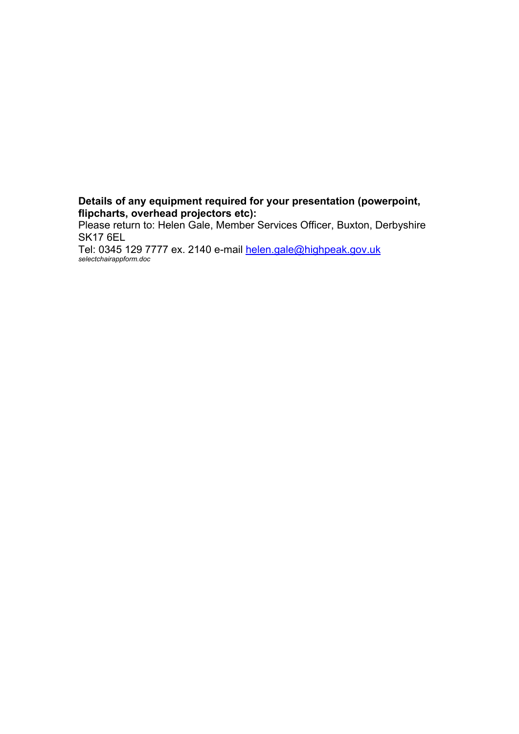**Details of any equipment required for your presentation (powerpoint, flipcharts, overhead projectors etc):**

Please return to: Helen Gale, Member Services Officer, Buxton, Derbyshire SK17 6EL

Tel: 0345 129 7777 ex. 2140 e-mail helen.gale@highpeak.gov.uk

*selectchairappform.doc*